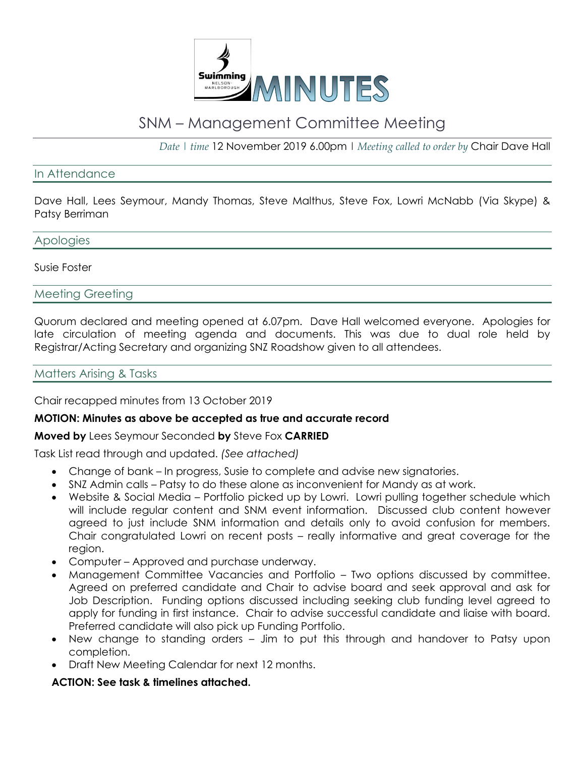# MINUTES

## SNM – Management Committee Meeting

*Date | time* 12 November 2019 6.00pm | *Meeting called to order by* Chair Dave Hall

### In Attendance

Dave Hall, Lees Seymour, Mandy Thomas, Steve Malthus, Steve Fox, Lowri McNabb (Via Skype) & Patsy Berriman

### Apologies

Susie Foster

### Meeting Greeting

Quorum declared and meeting opened at 6.07pm. Dave Hall welcomed everyone. Apologies for late circulation of meeting agenda and documents. This was due to dual role held by Registrar/Acting Secretary and organizing SNZ Roadshow given to all attendees.

### Matters Arising & Tasks

Chair recapped minutes from 13 October 2019

**MOTION: Minutes as above be accepted as true and accurate record**

**Moved by** Lees Seymour Seconded **by** Steve Fox **CARRIED**

Task List read through and updated. *(See attached)*

- Change of bank – In progress, Susie to complete and advise new signatories.
- SNZ Admin calls – Patsy to do these alone as inconvenient for Mandy as at work.
- Website & Social Media – Portfolio picked up by Lowri. Lowri pulling together schedule which will include regular content and SNM event information. Discussed club content however agreed to just include SNM information and details only to avoid confusion for members. Chair congratulated Lowri on recent posts – really informative and great coverage for the region.
- Computer – Approved and purchase underway.
- Management Committee Vacancies and Portfolio – Two options discussed by committee. Agreed on preferred candidate and Chair to advise board and seek approval and ask for Job Description. Funding options discussed including seeking club funding level agreed to apply for funding in first instance. Chair to advise successful candidate and liaise with board. Preferred candidate will also pick up Funding Portfolio.
- New change to standing orders – Jim to put this through and handover to Patsy upon completion.
- Draft New Meeting Calendar for next 12 months.

**ACTION: See task & timelines attached.**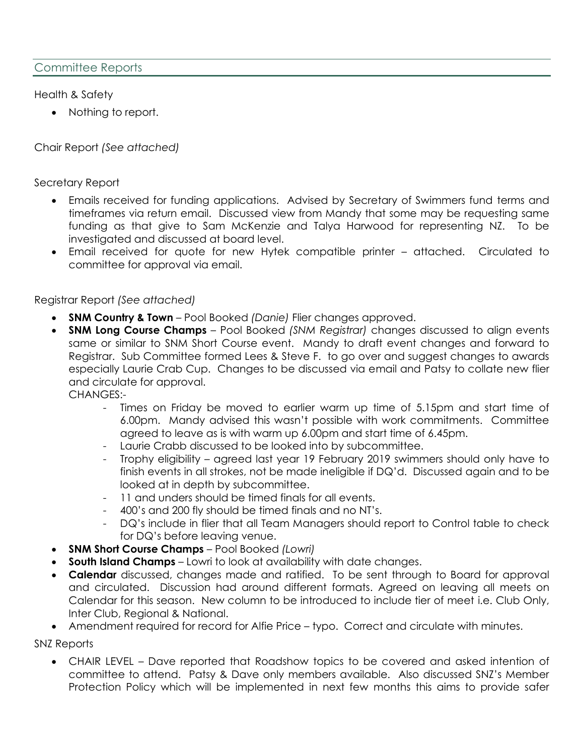## Committee Reports

Health & Safety

- Nothing to report.

Chair Report *(See attached)*

Secretary Report

- Emails received for funding applications. Advised by Secretary of Swimmers fund terms and timeframes via return email. Discussed view from Mandy that some may be requesting same funding as that give to Sam McKenzie and Talya Harwood for representing NZ. To be investigated and discussed at board level.
- Email received for quote for new Hytek compatible printer – attached. Circulated to committee for approval via email.

Registrar Report *(See attached)*

- **SNM Country & Town** – Pool Booked *(Danie)* Flier changes approved.
- **SNM Long Course Champs** – Pool Booked *(SNM Registrar)* changes discussed to align events same or similar to SNM Short Course event. Mandy to draft event changes and forward to Registrar. Sub Committee formed Lees & Steve F. to go over and suggest changes to awards especially Laurie Crab Cup. Changes to be discussed via email and Patsy to collate new flier and circulate for approval.

  CHANGES:-

  - Times on Friday be moved to earlier warm up time of 5.15pm and start time of 6.00pm. Mandy advised this wasn't possible with work commitments. Committee agreed to leave as is with warm up 6.00pm and start time of 6.45pm.
  - Laurie Crabb discussed to be looked into by subcommittee.
  - Trophy eligibility – agreed last year 19 February 2019 swimmers should only have to finish events in all strokes, not be made ineligible if DQ'd. Discussed again and to be looked at in depth by subcommittee.
  - 11 and unders should be timed finals for all events.
  - 400's and 200 fly should be timed finals and no NT's.
  - DQ's include in flier that all Team Managers should report to Control table to check for DQ's before leaving venue.
- **SNM Short Course Champs** – Pool Booked *(Lowri)*
- **South Island Champs** – Lowri to look at availability with date changes.
- **Calendar** discussed, changes made and ratified. To be sent through to Board for approval and circulated. Discussion had around different formats. Agreed on leaving all meets on Calendar for this season. New column to be introduced to include tier of meet i.e. Club Only, Inter Club, Regional & National.
- Amendment required for record for Alfie Price – typo. Correct and circulate with minutes.

SNZ Reports

- CHAIR LEVEL – Dave reported that Roadshow topics to be covered and asked intention of committee to attend. Patsy & Dave only members available. Also discussed SNZ's Member Protection Policy which will be implemented in next few months this aims to provide safer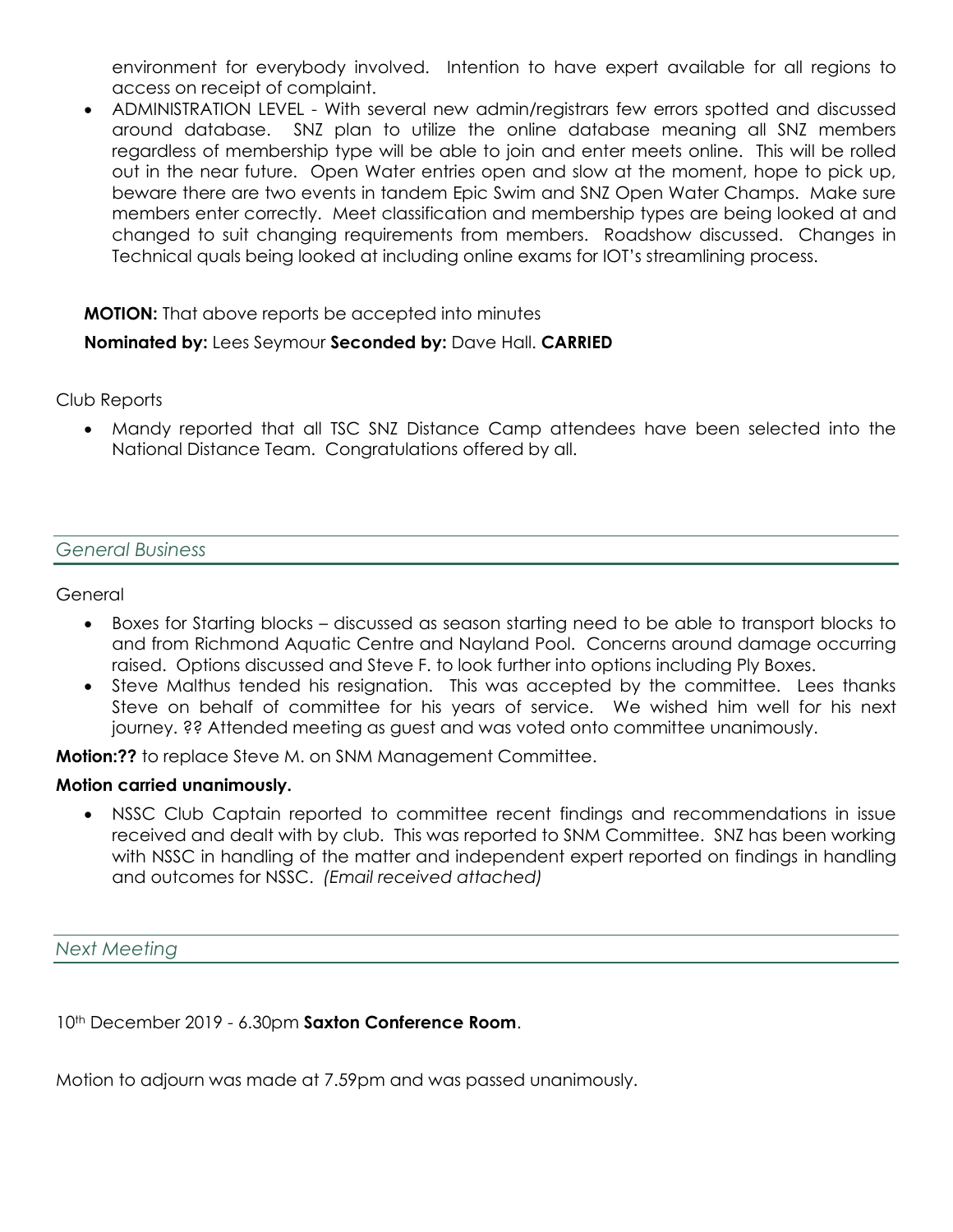environment for everybody involved. Intention to have expert available for all regions to access on receipt of complaint.

- ADMINISTRATION LEVEL - With several new admin/registrars few errors spotted and discussed around database. SNZ plan to utilize the online database meaning all SNZ members regardless of membership type will be able to join and enter meets online. This will be rolled out in the near future. Open Water entries open and slow at the moment, hope to pick up, beware there are two events in tandem Epic Swim and SNZ Open Water Champs. Make sure members enter correctly. Meet classification and membership types are being looked at and changed to suit changing requirements from members. Roadshow discussed. Changes in Technical quals being looked at including online exams for IOT's streamlining process.

**MOTION:** That above reports be accepted into minutes

**Nominated by:** Lees Seymour **Seconded by:** Dave Hall. **CARRIED**

Club Reports

- Mandy reported that all TSC SNZ Distance Camp attendees have been selected into the National Distance Team. Congratulations offered by all.

## *General Business*

General

- Boxes for Starting blocks – discussed as season starting need to be able to transport blocks to and from Richmond Aquatic Centre and Nayland Pool. Concerns around damage occurring raised. Options discussed and Steve F. to look further into options including Ply Boxes.
- Steve Malthus tended his resignation. This was accepted by the committee. Lees thanks Steve on behalf of committee for his years of service. We wished him well for his next journey. ?? Attended meeting as guest and was voted onto committee unanimously.

**Motion:??** to replace Steve M. on SNM Management Committee.

**Motion carried unanimously.**

- NSSC Club Captain reported to committee recent findings and recommendations in issue received and dealt with by club. This was reported to SNM Committee. SNZ has been working with NSSC in handling of the matter and independent expert reported on findings in handling and outcomes for NSSC. *(Email received attached)*

## *Next Meeting*

10th December 2019 - 6.30pm **Saxton Conference Room**.

Motion to adjourn was made at 7.59pm and was passed unanimously.